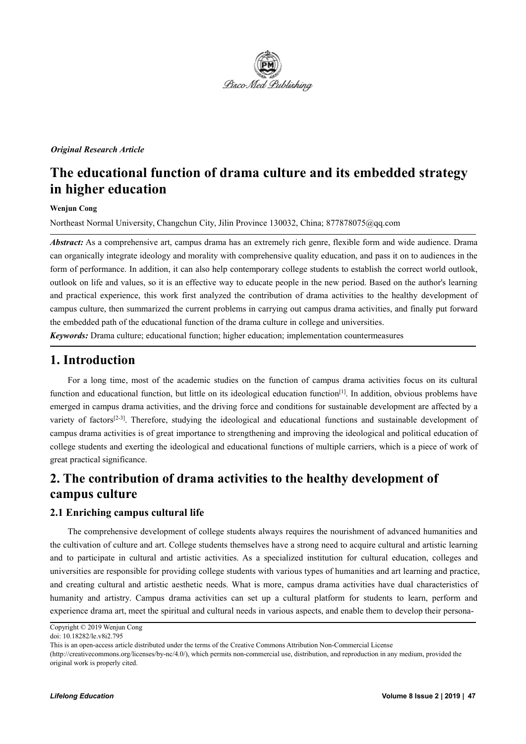*Original Research Article*

# The educational function of drama culture and its embedded strategy in higher education

**Wenjun Cong**

Northeast Normal University, Changchun City, Jilin Province 130032, China; 877878075@qq.com

***Abstract:*** As a comprehensive art, campus drama has an extremely rich genre, flexible form and wide audience. Drama can organically integrate ideology and morality with comprehensive quality education, and pass it on to audiences in the form of performance. In addition, it can also help contemporary college students to establish the correct world outlook, outlook on life and values, so it is an effective way to educate people in the new period. Based on the author's learning and practical experience, this work first analyzed the contribution of drama activities to the healthy development of campus culture, then summarized the current problems in carrying out campus drama activities, and finally put forward the embedded path of the educational function of the drama culture in college and universities.

***Keywords:*** Drama culture; educational function; higher education; implementation countermeasures

## 1. Introduction

For a long time, most of the academic studies on the function of campus drama activities focus on its cultural function and educational function, but little on its ideological education function[1]. In addition, obvious problems have emerged in campus drama activities, and the driving force and conditions for sustainable development are affected by a variety of factors[2-3]. Therefore, studying the ideological and educational functions and sustainable development of campus drama activities is of great importance to strengthening and improving the ideological and political education of college students and exerting the ideological and educational functions of multiple carriers, which is a piece of work of great practical significance.

## 2. The contribution of drama activities to the healthy development of campus culture

### 2.1 Enriching campus cultural life

The comprehensive development of college students always requires the nourishment of advanced humanities and the cultivation of culture and art. College students themselves have a strong need to acquire cultural and artistic learning and to participate in cultural and artistic activities. As a specialized institution for cultural education, colleges and universities are responsible for providing college students with various types of humanities and art learning and practice, and creating cultural and artistic aesthetic needs. What is more, campus drama activities have dual characteristics of humanity and artistry. Campus drama activities can set up a cultural platform for students to learn, perform and experience drama art, meet the spiritual and cultural needs in various aspects, and enable them to develop their persona-

Copyright © 2019 Wenjun Cong

doi: 10.18282/le.v8i2.795

This is an open-access article distributed under the terms of the Creative Commons Attribution Non-Commercial License (http://creativecommons.org/licenses/by-nc/4.0/), which permits non-commercial use, distribution, and reproduction in any medium, provided the original work is properly cited.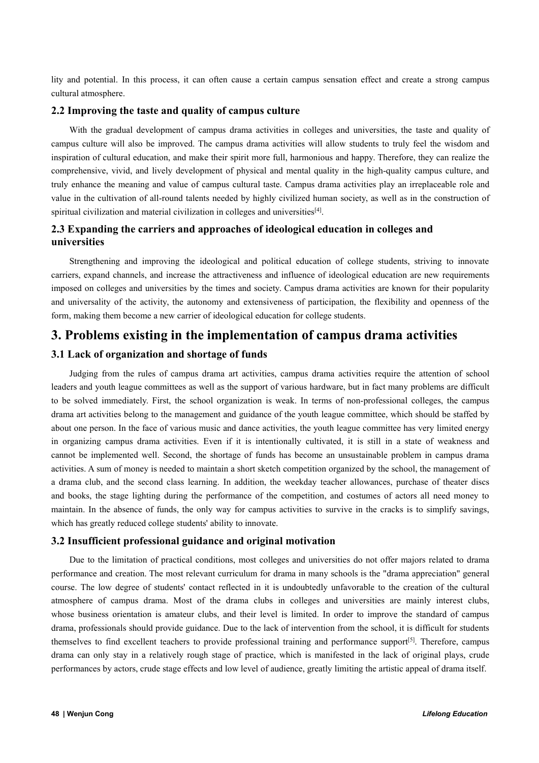lity and potential. In this process, it can often cause a certain campus sensation effect and create a strong campus cultural atmosphere.

### 2.2 Improving the taste and quality of campus culture

With the gradual development of campus drama activities in colleges and universities, the taste and quality of campus culture will also be improved. The campus drama activities will allow students to truly feel the wisdom and inspiration of cultural education, and make their spirit more full, harmonious and happy. Therefore, they can realize the comprehensive, vivid, and lively development of physical and mental quality in the high-quality campus culture, and truly enhance the meaning and value of campus cultural taste. Campus drama activities play an irreplaceable role and value in the cultivation of all-round talents needed by highly civilized human society, as well as in the construction of spiritual civilization and material civilization in colleges and universities[4].

### 2.3 Expanding the carriers and approaches of ideological education in colleges and universities

Strengthening and improving the ideological and political education of college students, striving to innovate carriers, expand channels, and increase the attractiveness and influence of ideological education are new requirements imposed on colleges and universities by the times and society. Campus drama activities are known for their popularity and universality of the activity, the autonomy and extensiveness of participation, the flexibility and openness of the form, making them become a new carrier of ideological education for college students.

## 3. Problems existing in the implementation of campus drama activities

### 3.1 Lack of organization and shortage of funds

Judging from the rules of campus drama art activities, campus drama activities require the attention of school leaders and youth league committees as well as the support of various hardware, but in fact many problems are difficult to be solved immediately. First, the school organization is weak. In terms of non-professional colleges, the campus drama art activities belong to the management and guidance of the youth league committee, which should be staffed by about one person. In the face of various music and dance activities, the youth league committee has very limited energy in organizing campus drama activities. Even if it is intentionally cultivated, it is still in a state of weakness and cannot be implemented well. Second, the shortage of funds has become an unsustainable problem in campus drama activities. A sum of money is needed to maintain a short sketch competition organized by the school, the management of a drama club, and the second class learning. In addition, the weekday teacher allowances, purchase of theater discs and books, the stage lighting during the performance of the competition, and costumes of actors all need money to maintain. In the absence of funds, the only way for campus activities to survive in the cracks is to simplify savings, which has greatly reduced college students' ability to innovate.

### 3.2 Insufficient professional guidance and original motivation

Due to the limitation of practical conditions, most colleges and universities do not offer majors related to drama performance and creation. The most relevant curriculum for drama in many schools is the "drama appreciation" general course. The low degree of students' contact reflected in it is undoubtedly unfavorable to the creation of the cultural atmosphere of campus drama. Most of the drama clubs in colleges and universities are mainly interest clubs, whose business orientation is amateur clubs, and their level is limited. In order to improve the standard of campus drama, professionals should provide guidance. Due to the lack of intervention from the school, it is difficult for students themselves to find excellent teachers to provide professional training and performance support[5]. Therefore, campus drama can only stay in a relatively rough stage of practice, which is manifested in the lack of original plays, crude performances by actors, crude stage effects and low level of audience, greatly limiting the artistic appeal of drama itself.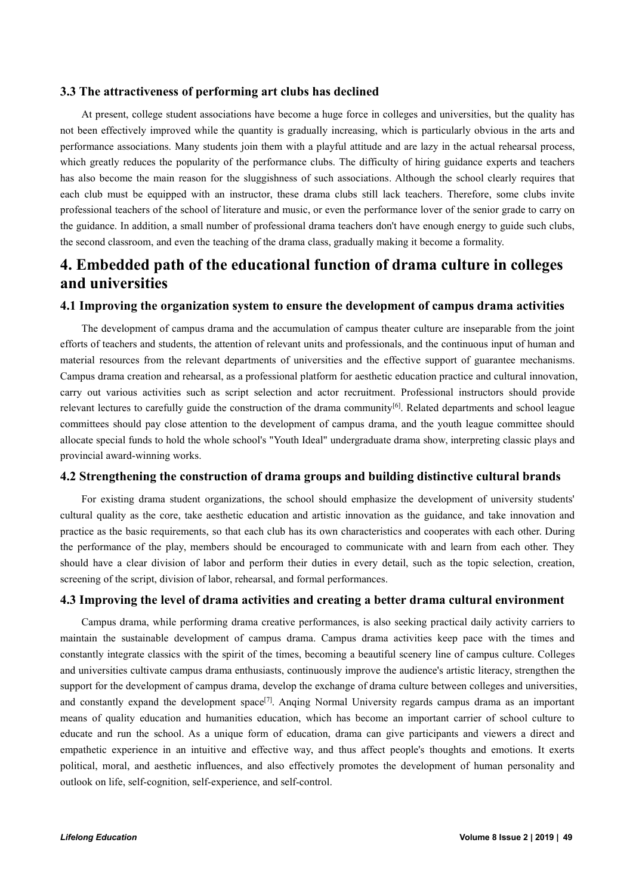### 3.3 The attractiveness of performing art clubs has declined

At present, college student associations have become a huge force in colleges and universities, but the quality has not been effectively improved while the quantity is gradually increasing, which is particularly obvious in the arts and performance associations. Many students join them with a playful attitude and are lazy in the actual rehearsal process, which greatly reduces the popularity of the performance clubs. The difficulty of hiring guidance experts and teachers has also become the main reason for the sluggishness of such associations. Although the school clearly requires that each club must be equipped with an instructor, these drama clubs still lack teachers. Therefore, some clubs invite professional teachers of the school of literature and music, or even the performance lover of the senior grade to carry on the guidance. In addition, a small number of professional drama teachers don't have enough energy to guide such clubs, the second classroom, and even the teaching of the drama class, gradually making it become a formality.

## 4. Embedded path of the educational function of drama culture in colleges and universities

### 4.1 Improving the organization system to ensure the development of campus drama activities

The development of campus drama and the accumulation of campus theater culture are inseparable from the joint efforts of teachers and students, the attention of relevant units and professionals, and the continuous input of human and material resources from the relevant departments of universities and the effective support of guarantee mechanisms. Campus drama creation and rehearsal, as a professional platform for aesthetic education practice and cultural innovation, carry out various activities such as script selection and actor recruitment. Professional instructors should provide relevant lectures to carefully guide the construction of the drama community[6]. Related departments and school league committees should pay close attention to the development of campus drama, and the youth league committee should allocate special funds to hold the whole school's "Youth Ideal" undergraduate drama show, interpreting classic plays and provincial award-winning works.

### 4.2 Strengthening the construction of drama groups and building distinctive cultural brands

For existing drama student organizations, the school should emphasize the development of university students' cultural quality as the core, take aesthetic education and artistic innovation as the guidance, and take innovation and practice as the basic requirements, so that each club has its own characteristics and cooperates with each other. During the performance of the play, members should be encouraged to communicate with and learn from each other. They should have a clear division of labor and perform their duties in every detail, such as the topic selection, creation, screening of the script, division of labor, rehearsal, and formal performances.

### 4.3 Improving the level of drama activities and creating a better drama cultural environment

Campus drama, while performing drama creative performances, is also seeking practical daily activity carriers to maintain the sustainable development of campus drama. Campus drama activities keep pace with the times and constantly integrate classics with the spirit of the times, becoming a beautiful scenery line of campus culture. Colleges and universities cultivate campus drama enthusiasts, continuously improve the audience's artistic literacy, strengthen the support for the development of campus drama, develop the exchange of drama culture between colleges and universities, and constantly expand the development space[7]. Anqing Normal University regards campus drama as an important means of quality education and humanities education, which has become an important carrier of school culture to educate and run the school. As a unique form of education, drama can give participants and viewers a direct and empathetic experience in an intuitive and effective way, and thus affect people's thoughts and emotions. It exerts political, moral, and aesthetic influences, and also effectively promotes the development of human personality and outlook on life, self-cognition, self-experience, and self-control.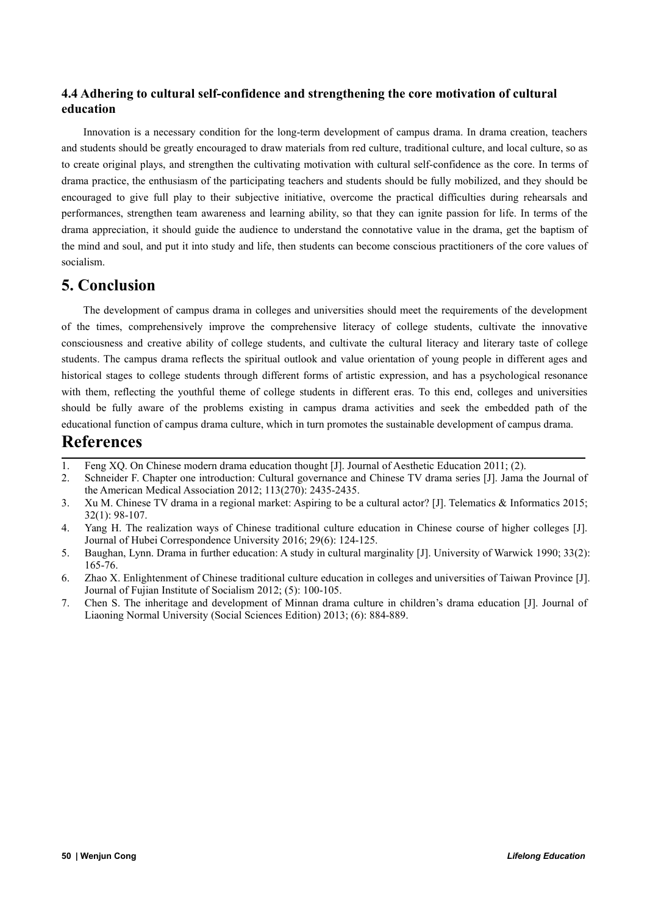### 4.4 Adhering to cultural self-confidence and strengthening the core motivation of cultural education

Innovation is a necessary condition for the long-term development of campus drama. In drama creation, teachers and students should be greatly encouraged to draw materials from red culture, traditional culture, and local culture, so as to create original plays, and strengthen the cultivating motivation with cultural self-confidence as the core. In terms of drama practice, the enthusiasm of the participating teachers and students should be fully mobilized, and they should be encouraged to give full play to their subjective initiative, overcome the practical difficulties during rehearsals and performances, strengthen team awareness and learning ability, so that they can ignite passion for life. In terms of the drama appreciation, it should guide the audience to understand the connotative value in the drama, get the baptism of the mind and soul, and put it into study and life, then students can become conscious practitioners of the core values of socialism.

## 5. Conclusion

The development of campus drama in colleges and universities should meet the requirements of the development of the times, comprehensively improve the comprehensive literacy of college students, cultivate the innovative consciousness and creative ability of college students, and cultivate the cultural literacy and literary taste of college students. The campus drama reflects the spiritual outlook and value orientation of young people in different ages and historical stages to college students through different forms of artistic expression, and has a psychological resonance with them, reflecting the youthful theme of college students in different eras. To this end, colleges and universities should be fully aware of the problems existing in campus drama activities and seek the embedded path of the educational function of campus drama culture, which in turn promotes the sustainable development of campus drama.

## References

1. Feng XQ. On Chinese modern drama education thought [J]. Journal of Aesthetic Education 2011; (2).
2. Schneider F. Chapter one introduction: Cultural governance and Chinese TV drama series [J]. Jama the Journal of the American Medical Association 2012; 113(270): 2435-2435.
3. Xu M. Chinese TV drama in a regional market: Aspiring to be a cultural actor? [J]. Telematics & Informatics 2015; 32(1): 98-107.
4. Yang H. The realization ways of Chinese traditional culture education in Chinese course of higher colleges [J]. Journal of Hubei Correspondence University 2016; 29(6): 124-125.
5. Baughan, Lynn. Drama in further education: A study in cultural marginality [J]. University of Warwick 1990; 33(2): 165-76.
6. Zhao X. Enlightenment of Chinese traditional culture education in colleges and universities of Taiwan Province [J]. Journal of Fujian Institute of Socialism 2012; (5): 100-105.
7. Chen S. The inheritage and development of Minnan drama culture in children's drama education [J]. Journal of Liaoning Normal University (Social Sciences Edition) 2013; (6): 884-889.